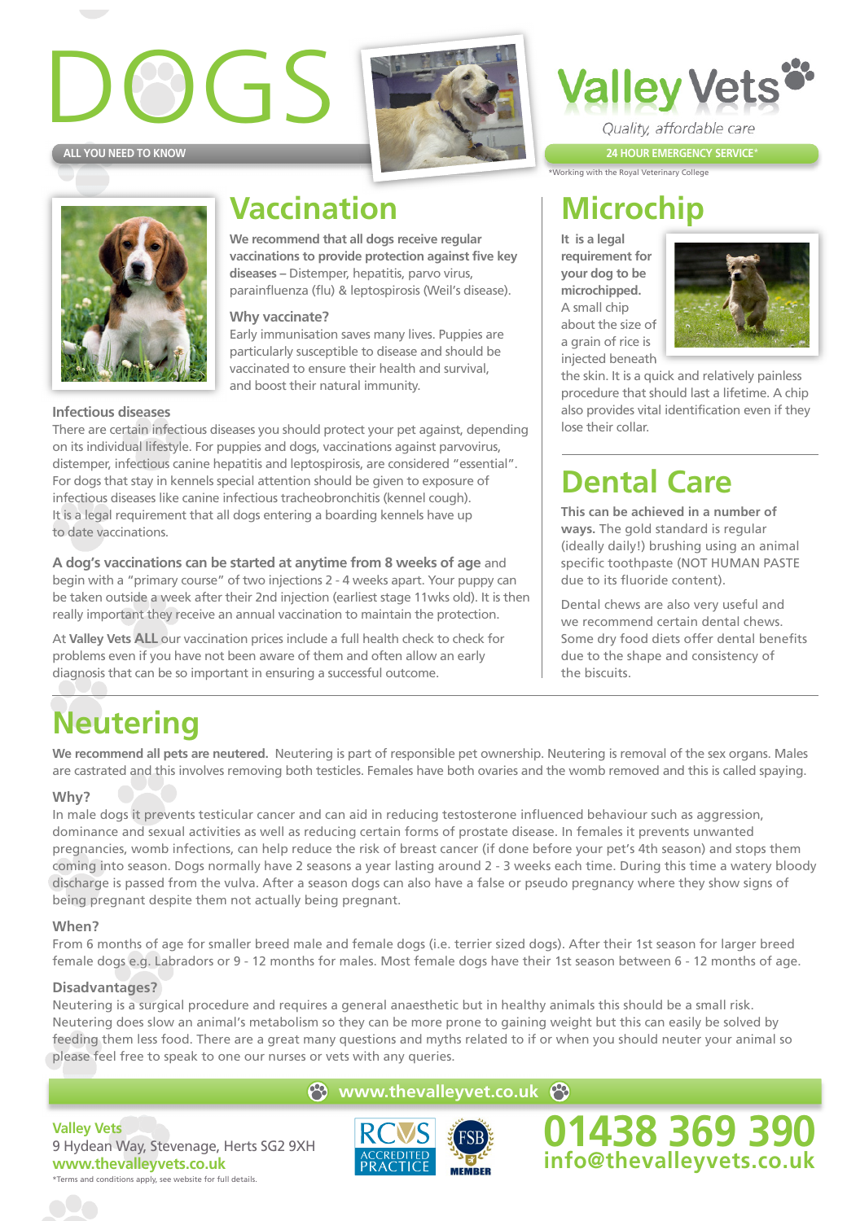# DOGS

ALL YOU NEED TO KNOW

# Valley Vets

*Quality, affordable care*

**24 HOUR EMERGENCY SERVICE***

*Working with the Royal Veterinary College

## Vaccination

**We recommend that all dogs receive regular vaccinations to provide protection against five key diseases** – Distemper, hepatitis, parvo virus, parainfluenza (flu) & leptospirosis (Weil's disease).

### Why vaccinate?

Early immunisation saves many lives. Puppies are particularly susceptible to disease and should be vaccinated to ensure their health and survival, and boost their natural immunity.

### Infectious diseases

There are certain infectious diseases you should protect your pet against, depending on its individual lifestyle. For puppies and dogs, vaccinations against parvovirus, distemper, infectious canine hepatitis and leptospirosis, are considered "essential". For dogs that stay in kennels special attention should be given to exposure of infectious diseases like canine infectious tracheobronchitis (kennel cough). It is a legal requirement that all dogs entering a boarding kennels have up to date vaccinations.

**A dog's vaccinations can be started at anytime from 8 weeks of age** and begin with a "primary course" of two injections 2 - 4 weeks apart. Your puppy can be taken outside a week after their 2nd injection (earliest stage 11wks old). It is then really important they receive an annual vaccination to maintain the protection.

At **Valley Vets ALL** our vaccination prices include a full health check to check for problems even if you have not been aware of them and often allow an early diagnosis that can be so important in ensuring a successful outcome.

## Microchip

**It is a legal requirement for your dog to be microchipped.** A small chip about the size of a grain of rice is injected beneath the skin. It is a quick and relatively painless procedure that should last a lifetime. A chip also provides vital identification even if they lose their collar.

## Dental Care

**This can be achieved in a number of ways.** The gold standard is regular (ideally daily!) brushing using an animal specific toothpaste (NOT HUMAN PASTE due to its fluoride content).

Dental chews are also very useful and we recommend certain dental chews. Some dry food diets offer dental benefits due to the shape and consistency of the biscuits.

## Neutering

**We recommend all pets are neutered.** Neutering is part of responsible pet ownership. Neutering is removal of the sex organs. Males are castrated and this involves removing both testicles. Females have both ovaries and the womb removed and this is called spaying.

### Why?

In male dogs it prevents testicular cancer and can aid in reducing testosterone influenced behaviour such as aggression, dominance and sexual activities as well as reducing certain forms of prostate disease. In females it prevents unwanted pregnancies, womb infections, can help reduce the risk of breast cancer (if done before your pet's 4th season) and stops them coming into season. Dogs normally have 2 seasons a year lasting around 2 - 3 weeks each time. During this time a watery bloody discharge is passed from the vulva. After a season dogs can also have a false or pseudo pregnancy where they show signs of being pregnant despite them not actually being pregnant.

### When?

From 6 months of age for smaller breed male and female dogs (i.e. terrier sized dogs). After their 1st season for larger breed female dogs e.g. Labradors or 9 - 12 months for males. Most female dogs have their 1st season between 6 - 12 months of age.

### Disadvantages?

Neutering is a surgical procedure and requires a general anaesthetic but in healthy animals this should be a small risk. Neutering does slow an animal's metabolism so they can be more prone to gaining weight but this can easily be solved by feeding them less food. There are a great many questions and myths related to if or when you should neuter your animal so please feel free to speak to one our nurses or vets with any queries.

**www.thevalleyvet.co.uk**

**Valley Vets**
9 Hydean Way, Stevenage, Herts SG2 9XH
**www.thevalleyvets.co.uk**
*Terms and conditions apply, see website for full details.

RCVS ACCREDITED PRACTICE | FSB MEMBER

**01438 369 390**
**info@thevalleyvets.co.uk**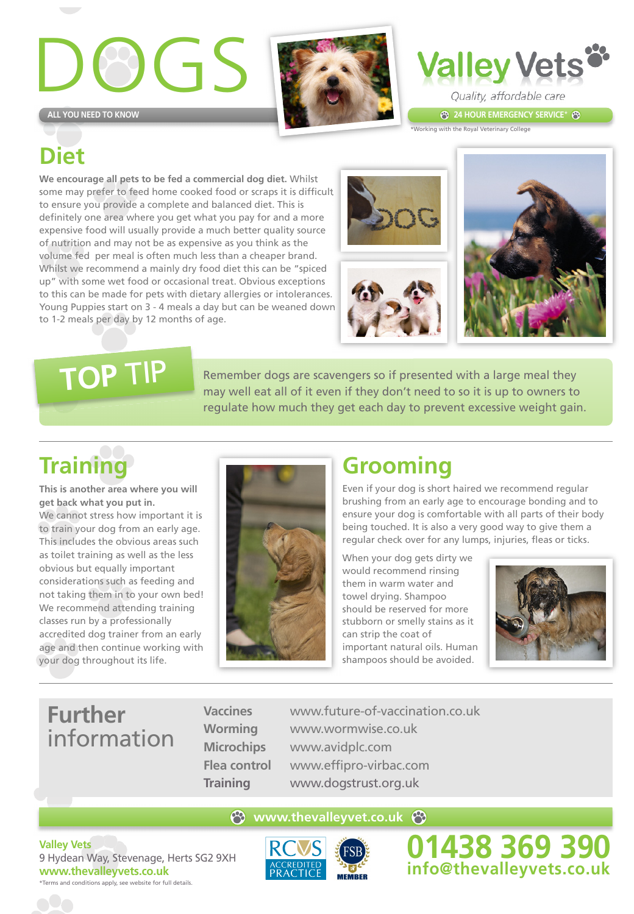# DOGS

ALL YOU NEED TO KNOW

Valley Vets

*Quality, affordable care*

24 HOUR EMERGENCY SERVICE*

*Working with the Royal Veterinary College

## Diet

**We encourage all pets to be fed a commercial dog diet.** Whilst some may prefer to feed home cooked food or scraps it is difficult to ensure you provide a complete and balanced diet. This is definitely one area where you get what you pay for and a more expensive food will usually provide a much better quality source of nutrition and may not be as expensive as you think as the volume fed per meal is often much less than a cheaper brand. Whilst we recommend a mainly dry food diet this can be "spiced up" with some wet food or occasional treat. Obvious exceptions to this can be made for pets with dietary allergies or intolerances. Young Puppies start on 3 - 4 meals a day but can be weaned down to 1-2 meals per day by 12 months of age.

**TOP TIP**

Remember dogs are scavengers so if presented with a large meal they may well eat all of it even if they don't need to so it is up to owners to regulate how much they get each day to prevent excessive weight gain.

## Training

**This is another area where you will get back what you put in.**

We cannot stress how important it is to train your dog from an early age. This includes the obvious areas such as toilet training as well as the less obvious but equally important considerations such as feeding and not taking them in to your own bed! We recommend attending training classes run by a professionally accredited dog trainer from an early age and then continue working with your dog throughout its life.

## Grooming

Even if your dog is short haired we recommend regular brushing from an early age to encourage bonding and to ensure your dog is comfortable with all parts of their body being touched. It is also a very good way to give them a regular check over for any lumps, injuries, fleas or ticks.

When your dog gets dirty we would recommend rinsing them in warm water and towel drying. Shampoo should be reserved for more stubborn or smelly stains as it can strip the coat of important natural oils. Human shampoos should be avoided.

## Further information

| | |
|---|---|
| **Vaccines** | www.future-of-vaccination.co.uk |
| **Worming** | www.wormwise.co.uk |
| **Microchips** | www.avidplc.com |
| **Flea control** | www.effipro-virbac.com |
| **Training** | www.dogstrust.org.uk |

www.thevalleyvet.co.uk

**Valley Vets**
9 Hydean Way, Stevenage, Herts SG2 9XH
**www.thevalleyvets.co.uk**
*Terms and conditions apply, see website for full details.

RCVS ACCREDITED PRACTICE

FSB MEMBER

**01438 369 390**
**info@thevalleyvets.co.uk**